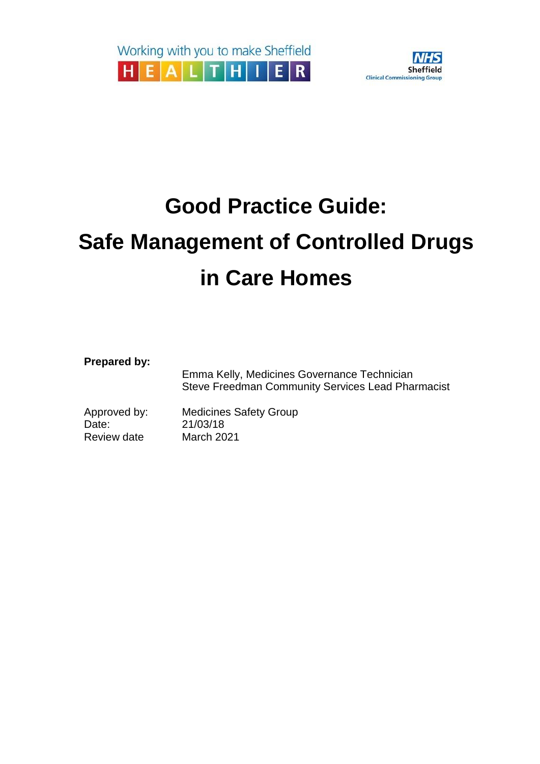Working with you to make Sheffield HEALTHIER

NHS Sheffield Clinical Commissioning Group

# Good Practice Guide: Safe Management of Controlled Drugs in Care Homes

**Prepared by:**

Emma Kelly, Medicines Governance Technician
Steve Freedman Community Services Lead Pharmacist

Approved by: Medicines Safety Group
Date: 21/03/18
Review date March 2021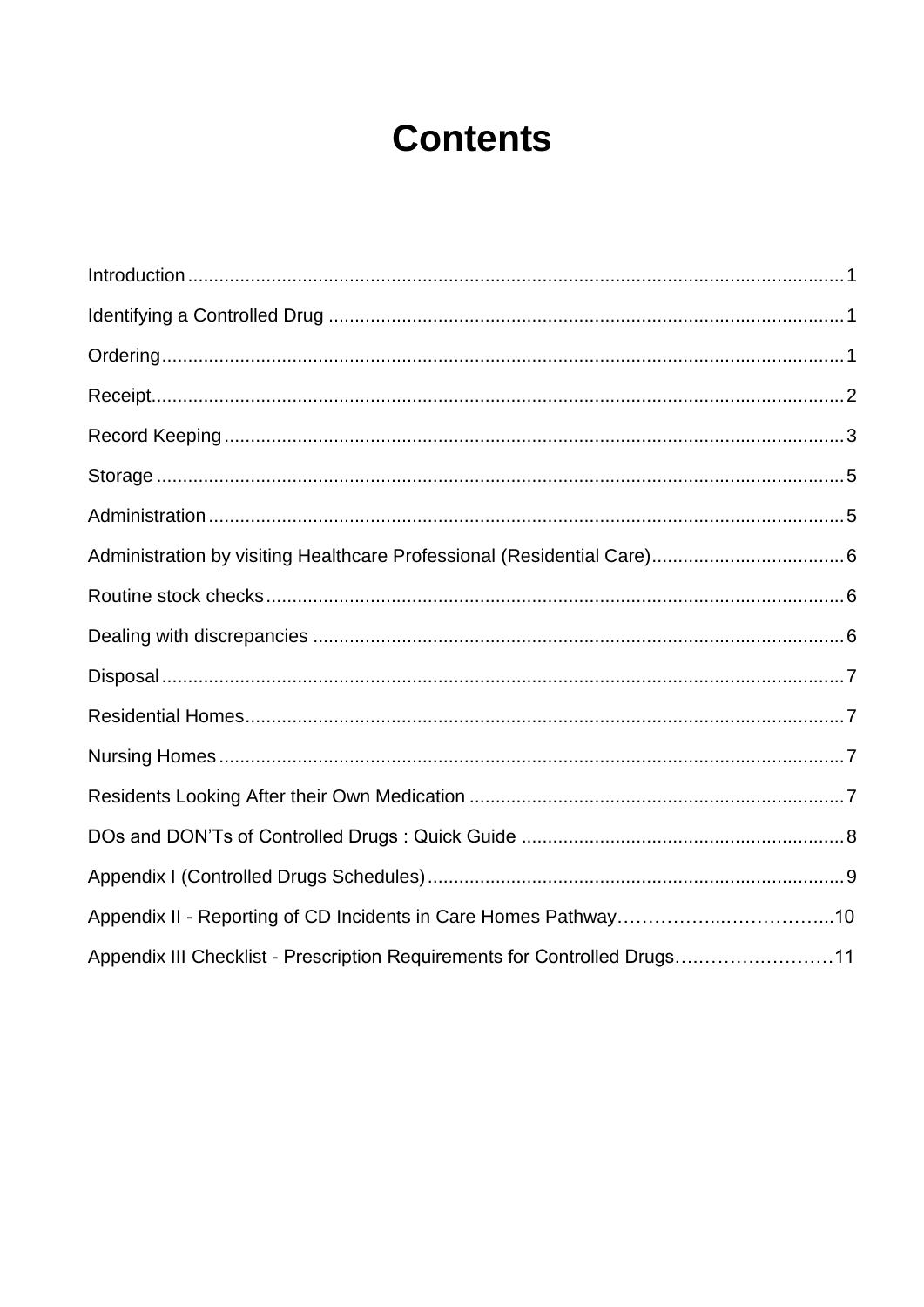# Contents

Introduction.............................................................................................................................1

Identifying a Controlled Drug ..................................................................................................1

Ordering..................................................................................................................................1

Receipt....................................................................................................................................2

Record Keeping ......................................................................................................................3

Storage ...................................................................................................................................5

Administration .........................................................................................................................5

Administration by visiting Healthcare Professional (Residential Care).....................................6

Routine stock checks..............................................................................................................6

Dealing with discrepancies .....................................................................................................6

Disposal...................................................................................................................................7

Residential Homes...................................................................................................................7

Nursing Homes .......................................................................................................................7

Residents Looking After their Own Medication .......................................................................7

DOs and DON'Ts of Controlled Drugs : Quick Guide .............................................................8

Appendix I (Controlled Drugs Schedules)................................................................................9

Appendix II - Reporting of CD Incidents in Care Homes Pathway……………..……………...10

Appendix III Checklist - Prescription Requirements for Controlled Drugs….…………….……11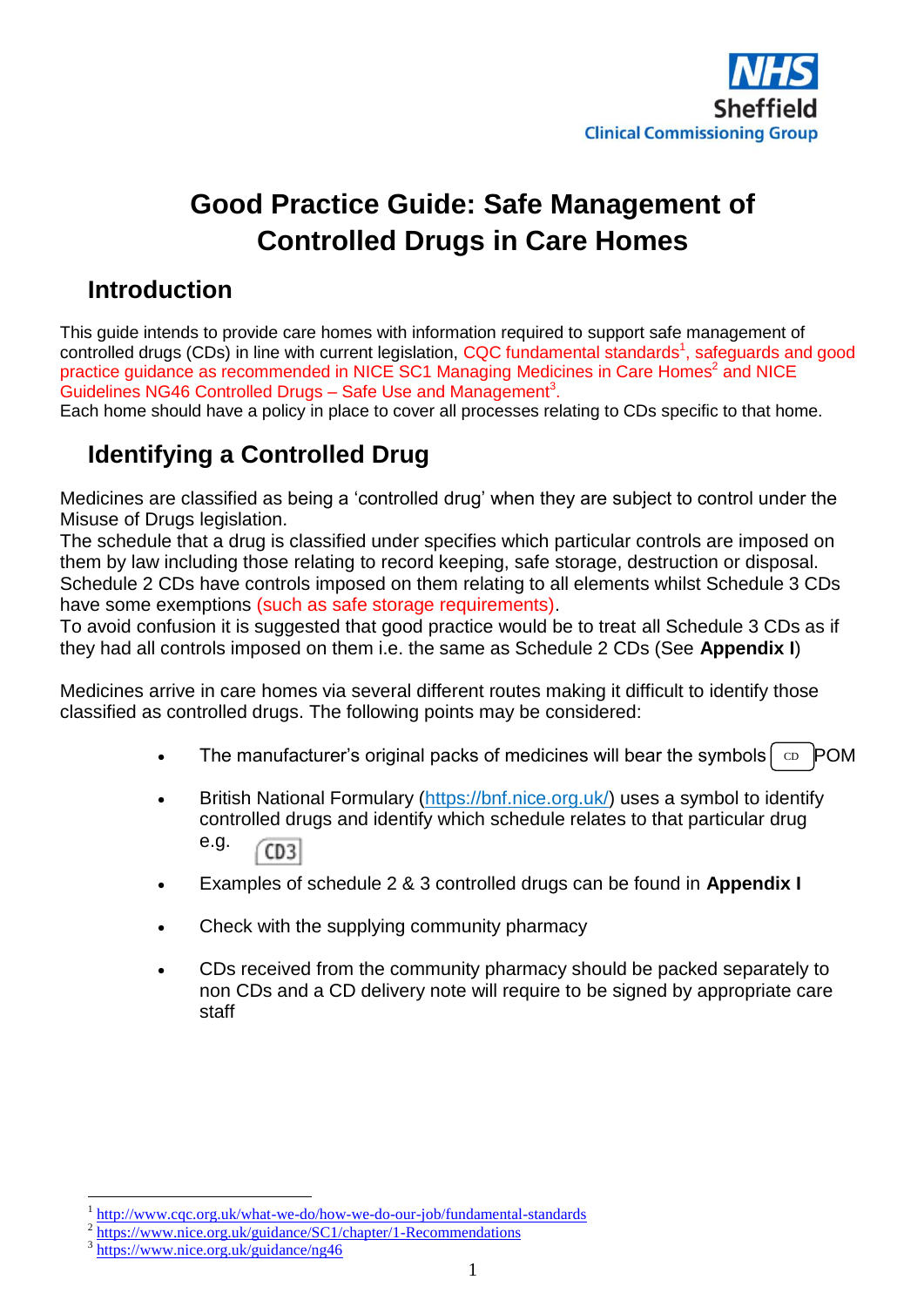# Good Practice Guide: Safe Management of Controlled Drugs in Care Homes

## Introduction

This guide intends to provide care homes with information required to support safe management of controlled drugs (CDs) in line with current legislation, CQC fundamental standards[1], safeguards and good practice guidance as recommended in NICE SC1 Managing Medicines in Care Homes[2] and NICE Guidelines NG46 Controlled Drugs – Safe Use and Management[3].
Each home should have a policy in place to cover all processes relating to CDs specific to that home.

## Identifying a Controlled Drug

Medicines are classified as being a 'controlled drug' when they are subject to control under the Misuse of Drugs legislation.
The schedule that a drug is classified under specifies which particular controls are imposed on them by law including those relating to record keeping, safe storage, destruction or disposal. Schedule 2 CDs have controls imposed on them relating to all elements whilst Schedule 3 CDs have some exemptions (such as safe storage requirements).
To avoid confusion it is suggested that good practice would be to treat all Schedule 3 CDs as if they had all controls imposed on them i.e. the same as Schedule 2 CDs (See **Appendix I**)

Medicines arrive in care homes via several different routes making it difficult to identify those classified as controlled drugs. The following points may be considered:

- The manufacturer's original packs of medicines will bear the symbols CD POM
- British National Formulary (https://bnf.nice.org.uk/) uses a symbol to identify controlled drugs and identify which schedule relates to that particular drug e.g. CD3
- Examples of schedule 2 & 3 controlled drugs can be found in **Appendix I**
- Check with the supplying community pharmacy
- CDs received from the community pharmacy should be packed separately to non CDs and a CD delivery note will require to be signed by appropriate care staff

---

[1] http://www.cqc.org.uk/what-we-do/how-we-do-our-job/fundamental-standards
[2] https://www.nice.org.uk/guidance/SC1/chapter/1-Recommendations
[3] https://www.nice.org.uk/guidance/ng46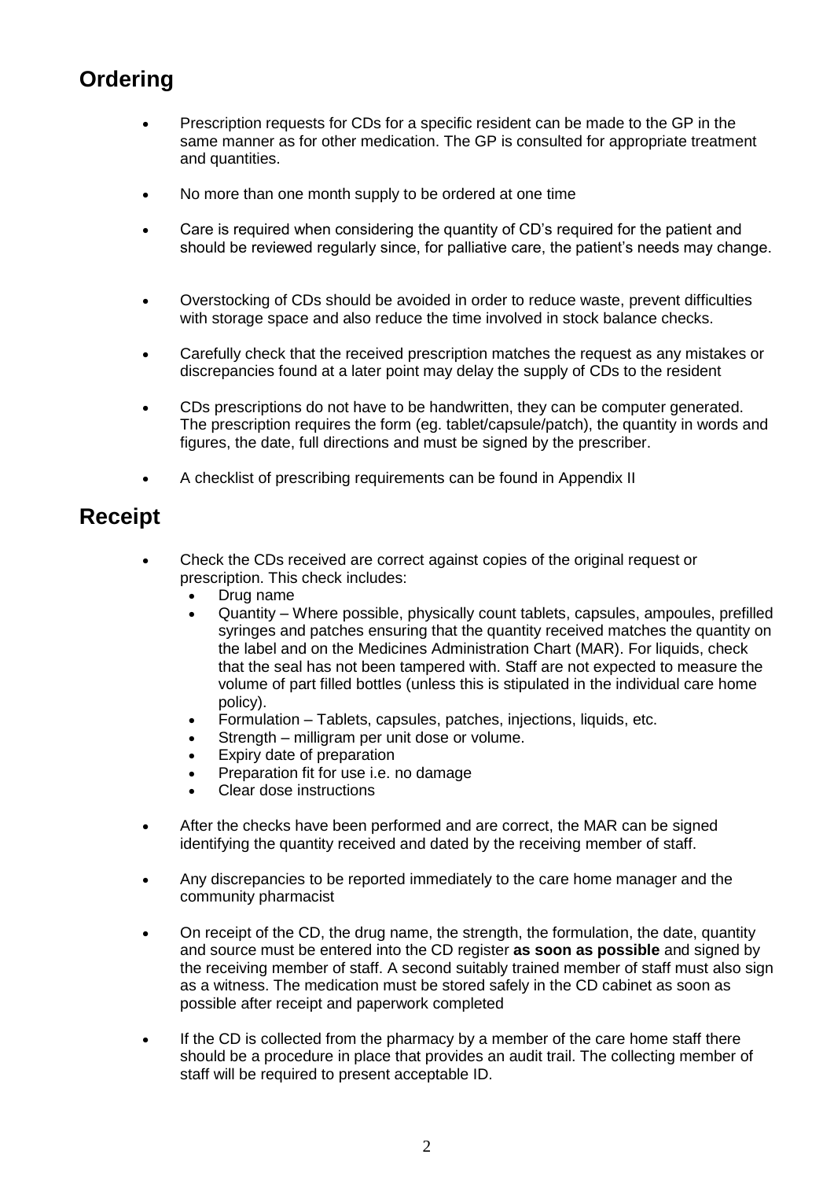## Ordering

- Prescription requests for CDs for a specific resident can be made to the GP in the same manner as for other medication. The GP is consulted for appropriate treatment and quantities.
- No more than one month supply to be ordered at one time
- Care is required when considering the quantity of CD's required for the patient and should be reviewed regularly since, for palliative care, the patient's needs may change.
- Overstocking of CDs should be avoided in order to reduce waste, prevent difficulties with storage space and also reduce the time involved in stock balance checks.
- Carefully check that the received prescription matches the request as any mistakes or discrepancies found at a later point may delay the supply of CDs to the resident
- CDs prescriptions do not have to be handwritten, they can be computer generated. The prescription requires the form (eg. tablet/capsule/patch), the quantity in words and figures, the date, full directions and must be signed by the prescriber.
- A checklist of prescribing requirements can be found in Appendix II

## Receipt

- Check the CDs received are correct against copies of the original request or prescription. This check includes:
  - Drug name
  - Quantity – Where possible, physically count tablets, capsules, ampoules, prefilled syringes and patches ensuring that the quantity received matches the quantity on the label and on the Medicines Administration Chart (MAR). For liquids, check that the seal has not been tampered with. Staff are not expected to measure the volume of part filled bottles (unless this is stipulated in the individual care home policy).
  - Formulation – Tablets, capsules, patches, injections, liquids, etc.
  - Strength – milligram per unit dose or volume.
  - Expiry date of preparation
  - Preparation fit for use i.e. no damage
  - Clear dose instructions
- After the checks have been performed and are correct, the MAR can be signed identifying the quantity received and dated by the receiving member of staff.
- Any discrepancies to be reported immediately to the care home manager and the community pharmacist
- On receipt of the CD, the drug name, the strength, the formulation, the date, quantity and source must be entered into the CD register **as soon as possible** and signed by the receiving member of staff. A second suitably trained member of staff must also sign as a witness. The medication must be stored safely in the CD cabinet as soon as possible after receipt and paperwork completed
- If the CD is collected from the pharmacy by a member of the care home staff there should be a procedure in place that provides an audit trail. The collecting member of staff will be required to present acceptable ID.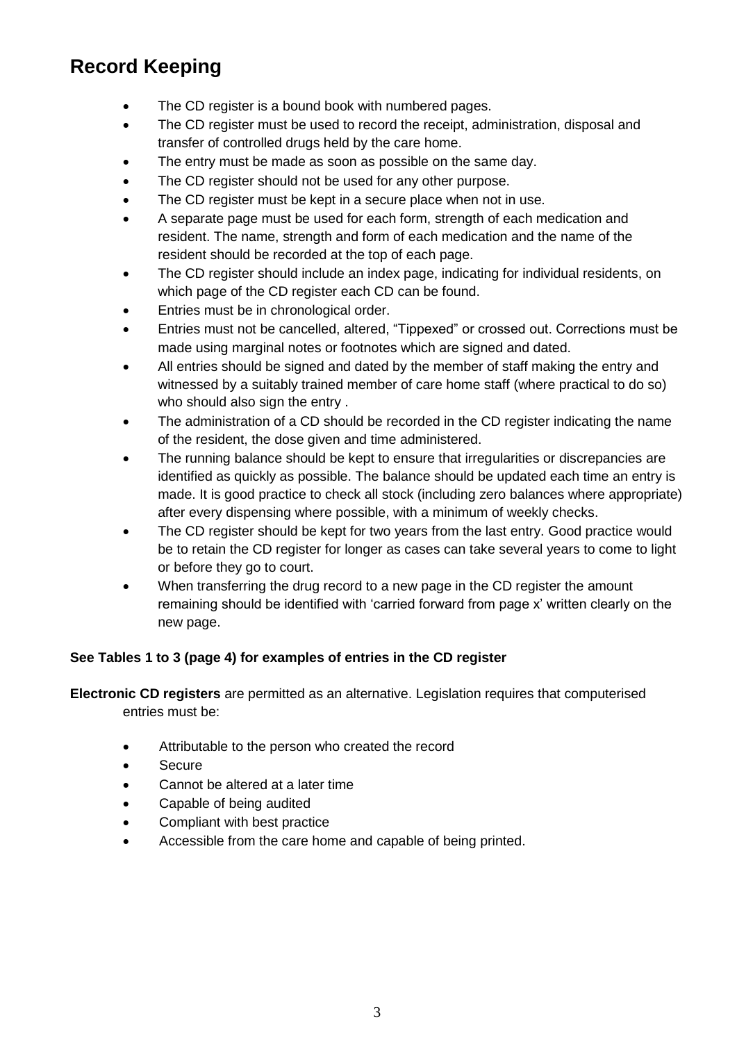## Record Keeping

- The CD register is a bound book with numbered pages.
- The CD register must be used to record the receipt, administration, disposal and transfer of controlled drugs held by the care home.
- The entry must be made as soon as possible on the same day.
- The CD register should not be used for any other purpose.
- The CD register must be kept in a secure place when not in use.
- A separate page must be used for each form, strength of each medication and resident. The name, strength and form of each medication and the name of the resident should be recorded at the top of each page.
- The CD register should include an index page, indicating for individual residents, on which page of the CD register each CD can be found.
- Entries must be in chronological order.
- Entries must not be cancelled, altered, "Tippexed" or crossed out. Corrections must be made using marginal notes or footnotes which are signed and dated.
- All entries should be signed and dated by the member of staff making the entry and witnessed by a suitably trained member of care home staff (where practical to do so) who should also sign the entry .
- The administration of a CD should be recorded in the CD register indicating the name of the resident, the dose given and time administered.
- The running balance should be kept to ensure that irregularities or discrepancies are identified as quickly as possible. The balance should be updated each time an entry is made. It is good practice to check all stock (including zero balances where appropriate) after every dispensing where possible, with a minimum of weekly checks.
- The CD register should be kept for two years from the last entry. Good practice would be to retain the CD register for longer as cases can take several years to come to light or before they go to court.
- When transferring the drug record to a new page in the CD register the amount remaining should be identified with 'carried forward from page x' written clearly on the new page.

**See Tables 1 to 3 (page 4) for examples of entries in the CD register**

**Electronic CD registers** are permitted as an alternative. Legislation requires that computerised entries must be:

- Attributable to the person who created the record
- Secure
- Cannot be altered at a later time
- Capable of being audited
- Compliant with best practice
- Accessible from the care home and capable of being printed.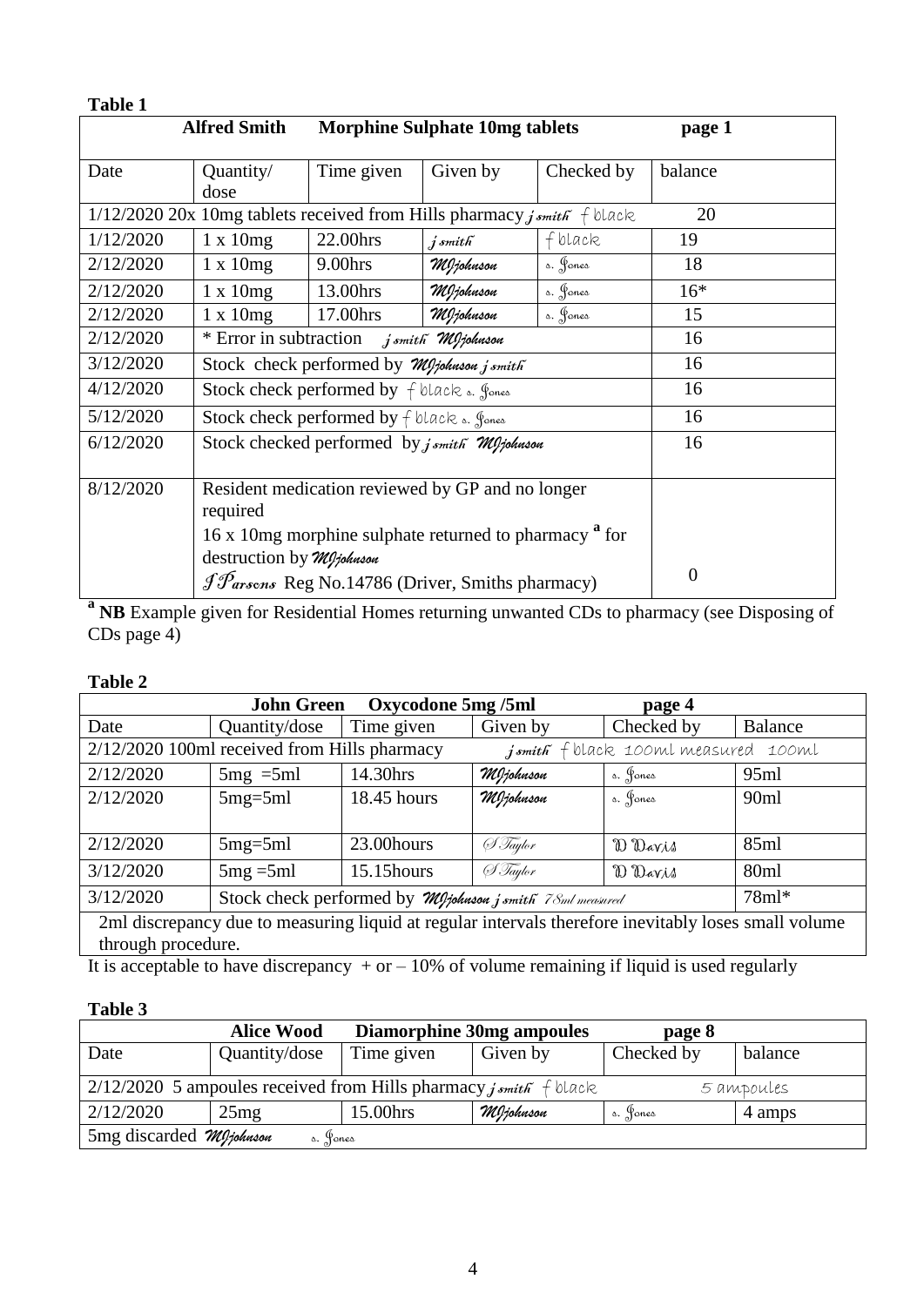**Table 1**

| Alfred Smith | Morphine Sulphate 10mg tablets | | | | page 1 |
|---|---|---|---|---|---|
| Date | Quantity/ dose | Time given | Given by | Checked by | balance |
| 1/12/2020 20x 10mg tablets received from Hills pharmacy j smith f black | | | | | 20 |
| 1/12/2020 | 1 x 10mg | 22.00hrs | j smith | f black | 19 |
| 2/12/2020 | 1 x 10mg | 9.00hrs | MJjohnson | s. Jones | 18 |
| 2/12/2020 | 1 x 10mg | 13.00hrs | MJjohnson | s. Jones | 16* |
| 2/12/2020 | 1 x 10mg | 17.00hrs | MJjohnson | s. Jones | 15 |
| 2/12/2020 | * Error in subtraction j smith MJjohnson | | | | 16 |
| 3/12/2020 | Stock check performed by MJjohnson j smith | | | | 16 |
| 4/12/2020 | Stock check performed by f black s. Jones | | | | 16 |
| 5/12/2020 | Stock check performed by f black s. Jones | | | | 16 |
| 6/12/2020 | Stock checked performed by j smith MJjohnson | | | | 16 |
| 8/12/2020 | Resident medication reviewed by GP and no longer required 16 x 10mg morphine sulphate returned to pharmacy [a] for destruction by MJjohnson J Parsons Reg No.14786 (Driver, Smiths pharmacy) | | | | 0 |

[a] **NB** Example given for Residential Homes returning unwanted CDs to pharmacy (see Disposing of CDs page 4)

**Table 2**

| John Green | Oxycodone 5mg /5ml | | | page 4 | |
|---|---|---|---|---|---|
| Date | Quantity/dose | Time given | Given by | Checked by | Balance |
| 2/12/2020 100ml received from Hills pharmacy j smith f black 100ml measured 100ml | | | | | |
| 2/12/2020 | 5mg =5ml | 14.30hrs | MJjohnson | s. Jones | 95ml |
| 2/12/2020 | 5mg=5ml | 18.45 hours | MJjohnson | s. Jones | 90ml |
| 2/12/2020 | 5mg=5ml | 23.00hours | S Taylor | D Davis | 85ml |
| 3/12/2020 | 5mg =5ml | 15.15hours | S Taylor | D Davis | 80ml |
| 3/12/2020 | Stock check performed by MJjohnson j smith 78ml measured | | | | 78ml* |
| 2ml discrepancy due to measuring liquid at regular intervals therefore inevitably loses small volume through procedure. | | | | | |

It is acceptable to have discrepancy + or – 10% of volume remaining if liquid is used regularly

**Table 3**

| Alice Wood | Diamorphine 30mg ampoules | | | page 8 | |
|---|---|---|---|---|---|
| Date | Quantity/dose | Time given | Given by | Checked by | balance |
| 2/12/2020 5 ampoules received from Hills pharmacy j smith f black | | | | | 5 ampoules |
| 2/12/2020 | 25mg | 15.00hrs | MJjohnson | s. Jones | 4 amps |
| 5mg discarded MJjohnson s. Jones | | | | | |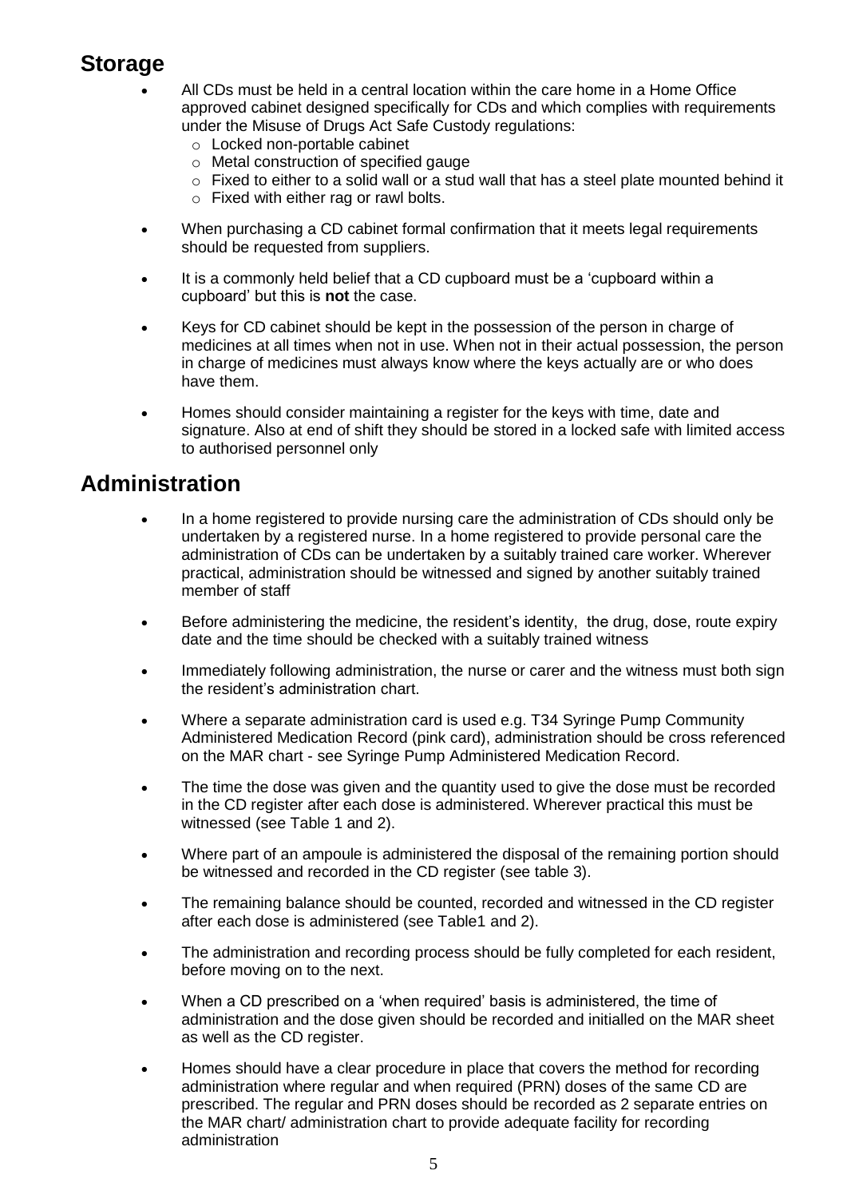## Storage

- All CDs must be held in a central location within the care home in a Home Office approved cabinet designed specifically for CDs and which complies with requirements under the Misuse of Drugs Act Safe Custody regulations:
  - Locked non-portable cabinet
  - Metal construction of specified gauge
  - Fixed to either to a solid wall or a stud wall that has a steel plate mounted behind it
  - Fixed with either rag or rawl bolts.
- When purchasing a CD cabinet formal confirmation that it meets legal requirements should be requested from suppliers.
- It is a commonly held belief that a CD cupboard must be a 'cupboard within a cupboard' but this is **not** the case.
- Keys for CD cabinet should be kept in the possession of the person in charge of medicines at all times when not in use. When not in their actual possession, the person in charge of medicines must always know where the keys actually are or who does have them.
- Homes should consider maintaining a register for the keys with time, date and signature. Also at end of shift they should be stored in a locked safe with limited access to authorised personnel only

## Administration

- In a home registered to provide nursing care the administration of CDs should only be undertaken by a registered nurse. In a home registered to provide personal care the administration of CDs can be undertaken by a suitably trained care worker. Wherever practical, administration should be witnessed and signed by another suitably trained member of staff
- Before administering the medicine, the resident's identity, the drug, dose, route expiry date and the time should be checked with a suitably trained witness
- Immediately following administration, the nurse or carer and the witness must both sign the resident's administration chart.
- Where a separate administration card is used e.g. T34 Syringe Pump Community Administered Medication Record (pink card), administration should be cross referenced on the MAR chart - see Syringe Pump Administered Medication Record.
- The time the dose was given and the quantity used to give the dose must be recorded in the CD register after each dose is administered. Wherever practical this must be witnessed (see Table 1 and 2).
- Where part of an ampoule is administered the disposal of the remaining portion should be witnessed and recorded in the CD register (see table 3).
- The remaining balance should be counted, recorded and witnessed in the CD register after each dose is administered (see Table1 and 2).
- The administration and recording process should be fully completed for each resident, before moving on to the next.
- When a CD prescribed on a 'when required' basis is administered, the time of administration and the dose given should be recorded and initialled on the MAR sheet as well as the CD register.
- Homes should have a clear procedure in place that covers the method for recording administration where regular and when required (PRN) doses of the same CD are prescribed. The regular and PRN doses should be recorded as 2 separate entries on the MAR chart/ administration chart to provide adequate facility for recording administration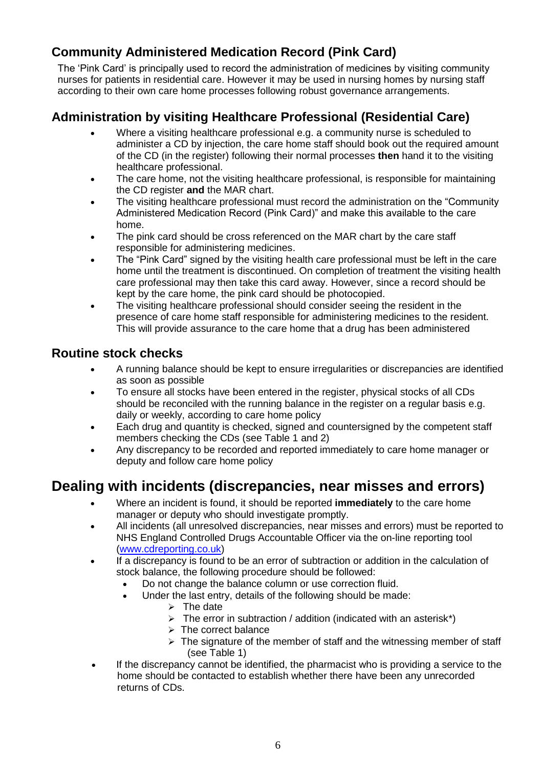## Community Administered Medication Record (Pink Card)

The 'Pink Card' is principally used to record the administration of medicines by visiting community nurses for patients in residential care. However it may be used in nursing homes by nursing staff according to their own care home processes following robust governance arrangements.

## Administration by visiting Healthcare Professional (Residential Care)

- Where a visiting healthcare professional e.g. a community nurse is scheduled to administer a CD by injection, the care home staff should book out the required amount of the CD (in the register) following their normal processes **then** hand it to the visiting healthcare professional.
- The care home, not the visiting healthcare professional, is responsible for maintaining the CD register **and** the MAR chart.
- The visiting healthcare professional must record the administration on the "Community Administered Medication Record (Pink Card)" and make this available to the care home.
- The pink card should be cross referenced on the MAR chart by the care staff responsible for administering medicines.
- The "Pink Card" signed by the visiting health care professional must be left in the care home until the treatment is discontinued. On completion of treatment the visiting health care professional may then take this card away. However, since a record should be kept by the care home, the pink card should be photocopied.
- The visiting healthcare professional should consider seeing the resident in the presence of care home staff responsible for administering medicines to the resident. This will provide assurance to the care home that a drug has been administered

## Routine stock checks

- A running balance should be kept to ensure irregularities or discrepancies are identified as soon as possible
- To ensure all stocks have been entered in the register, physical stocks of all CDs should be reconciled with the running balance in the register on a regular basis e.g. daily or weekly, according to care home policy
- Each drug and quantity is checked, signed and countersigned by the competent staff members checking the CDs (see Table 1 and 2)
- Any discrepancy to be recorded and reported immediately to care home manager or deputy and follow care home policy

# Dealing with incidents (discrepancies, near misses and errors)

- Where an incident is found, it should be reported **immediately** to the care home manager or deputy who should investigate promptly.
- All incidents (all unresolved discrepancies, near misses and errors) must be reported to NHS England Controlled Drugs Accountable Officer via the on-line reporting tool (www.cdreporting.co.uk)
- If a discrepancy is found to be an error of subtraction or addition in the calculation of stock balance, the following procedure should be followed:
  - Do not change the balance column or use correction fluid.
  - Under the last entry, details of the following should be made:
    - The date
    - The error in subtraction / addition (indicated with an asterisk*)
    - The correct balance
    - The signature of the member of staff and the witnessing member of staff (see Table 1)
- If the discrepancy cannot be identified, the pharmacist who is providing a service to the home should be contacted to establish whether there have been any unrecorded returns of CDs.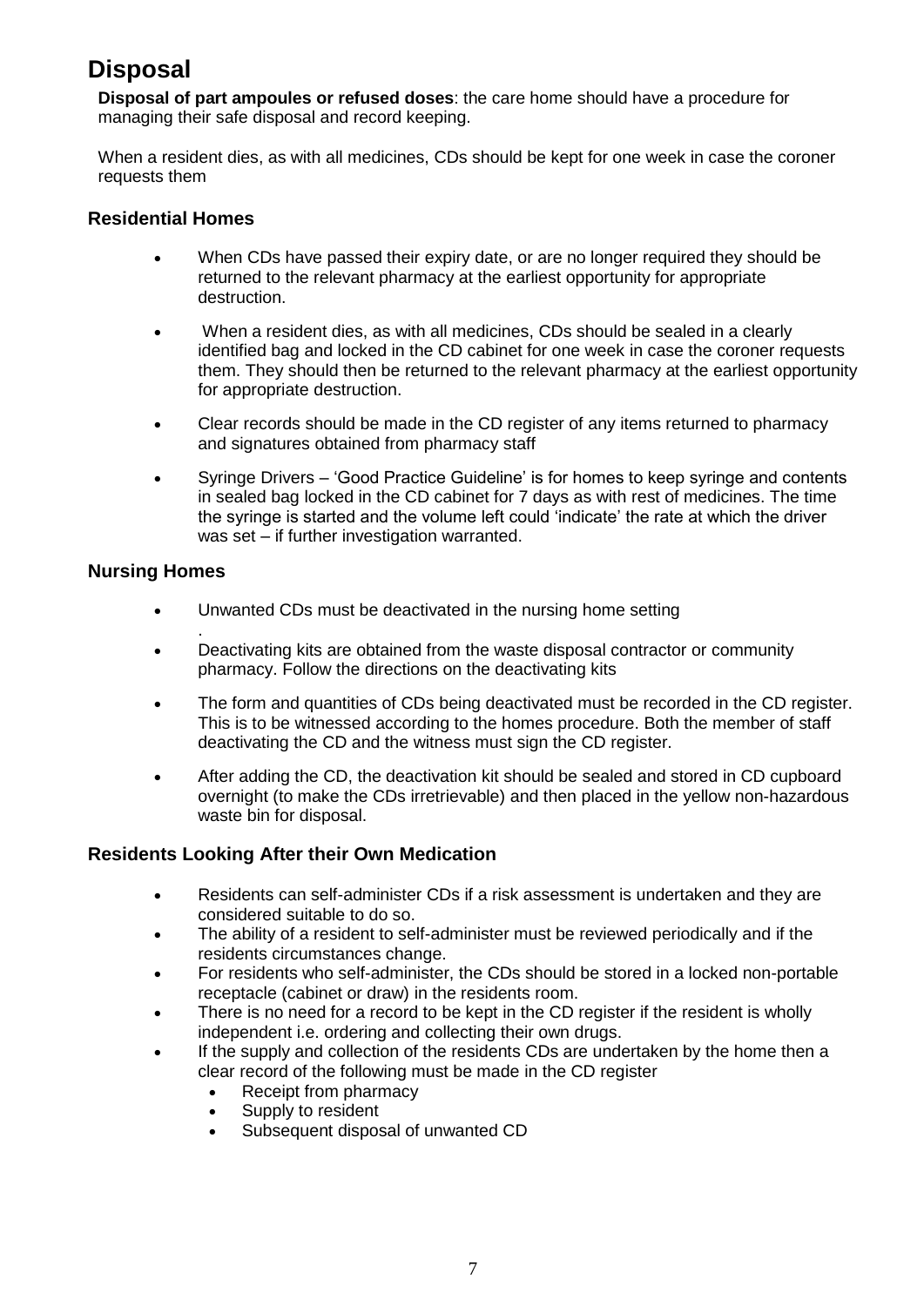# Disposal

**Disposal of part ampoules or refused doses**: the care home should have a procedure for managing their safe disposal and record keeping.

When a resident dies, as with all medicines, CDs should be kept for one week in case the coroner requests them

### Residential Homes

- When CDs have passed their expiry date, or are no longer required they should be returned to the relevant pharmacy at the earliest opportunity for appropriate destruction.
- When a resident dies, as with all medicines, CDs should be sealed in a clearly identified bag and locked in the CD cabinet for one week in case the coroner requests them. They should then be returned to the relevant pharmacy at the earliest opportunity for appropriate destruction.
- Clear records should be made in the CD register of any items returned to pharmacy and signatures obtained from pharmacy staff
- Syringe Drivers – 'Good Practice Guideline' is for homes to keep syringe and contents in sealed bag locked in the CD cabinet for 7 days as with rest of medicines. The time the syringe is started and the volume left could 'indicate' the rate at which the driver was set – if further investigation warranted.

### Nursing Homes

- Unwanted CDs must be deactivated in the nursing home setting
.
- Deactivating kits are obtained from the waste disposal contractor or community pharmacy. Follow the directions on the deactivating kits
- The form and quantities of CDs being deactivated must be recorded in the CD register. This is to be witnessed according to the homes procedure. Both the member of staff deactivating the CD and the witness must sign the CD register.
- After adding the CD, the deactivation kit should be sealed and stored in CD cupboard overnight (to make the CDs irretrievable) and then placed in the yellow non-hazardous waste bin for disposal.

### Residents Looking After their Own Medication

- Residents can self-administer CDs if a risk assessment is undertaken and they are considered suitable to do so.
- The ability of a resident to self-administer must be reviewed periodically and if the residents circumstances change.
- For residents who self-administer, the CDs should be stored in a locked non-portable receptacle (cabinet or draw) in the residents room.
- There is no need for a record to be kept in the CD register if the resident is wholly independent i.e. ordering and collecting their own drugs.
- If the supply and collection of the residents CDs are undertaken by the home then a clear record of the following must be made in the CD register
  - Receipt from pharmacy
  - Supply to resident
  - Subsequent disposal of unwanted CD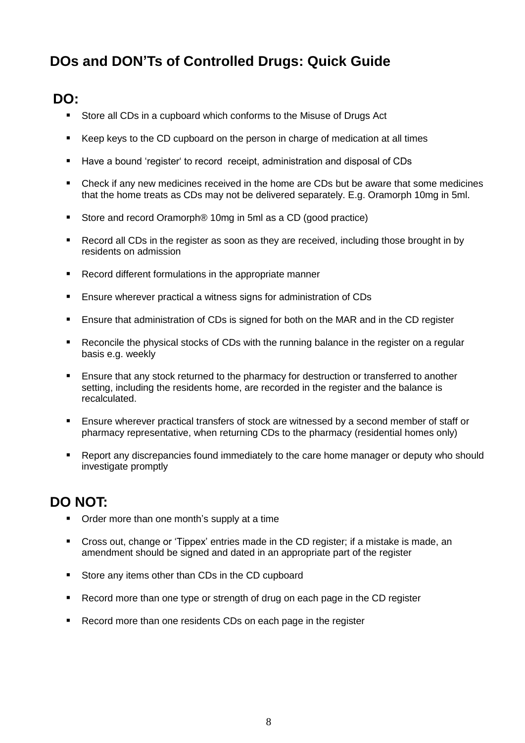## DOs and DON'Ts of Controlled Drugs: Quick Guide

### DO:

- Store all CDs in a cupboard which conforms to the Misuse of Drugs Act
- Keep keys to the CD cupboard on the person in charge of medication at all times
- Have a bound 'register' to record receipt, administration and disposal of CDs
- Check if any new medicines received in the home are CDs but be aware that some medicines that the home treats as CDs may not be delivered separately. E.g. Oramorph 10mg in 5ml.
- Store and record Oramorph® 10mg in 5ml as a CD (good practice)
- Record all CDs in the register as soon as they are received, including those brought in by residents on admission
- Record different formulations in the appropriate manner
- Ensure wherever practical a witness signs for administration of CDs
- Ensure that administration of CDs is signed for both on the MAR and in the CD register
- Reconcile the physical stocks of CDs with the running balance in the register on a regular basis e.g. weekly
- Ensure that any stock returned to the pharmacy for destruction or transferred to another setting, including the residents home, are recorded in the register and the balance is recalculated.
- Ensure wherever practical transfers of stock are witnessed by a second member of staff or pharmacy representative, when returning CDs to the pharmacy (residential homes only)
- Report any discrepancies found immediately to the care home manager or deputy who should investigate promptly

### DO NOT:

- Order more than one month's supply at a time
- Cross out, change or 'Tippex' entries made in the CD register; if a mistake is made, an amendment should be signed and dated in an appropriate part of the register
- Store any items other than CDs in the CD cupboard
- Record more than one type or strength of drug on each page in the CD register
- Record more than one residents CDs on each page in the register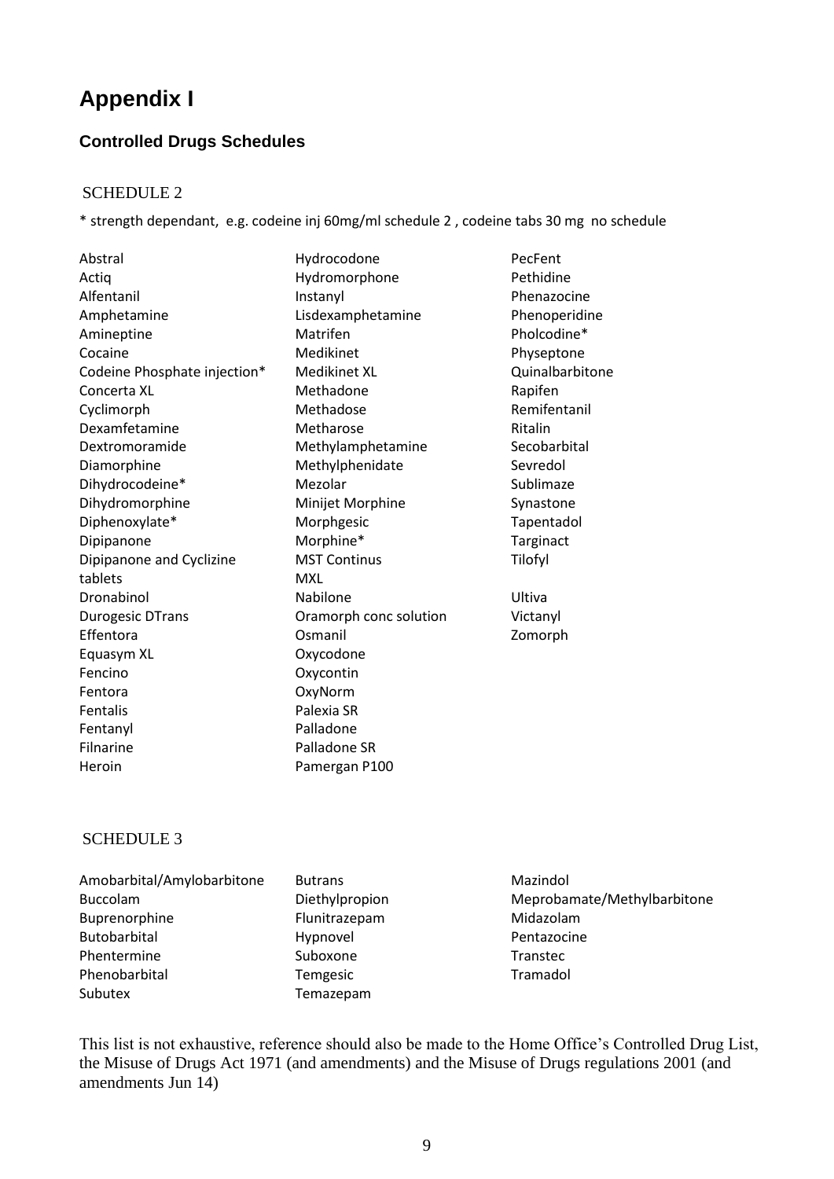# Appendix I

### Controlled Drugs Schedules

SCHEDULE 2

* strength dependant, e.g. codeine inj 60mg/ml schedule 2 , codeine tabs 30 mg no schedule

Abstral
Actiq
Alfentanil
Amphetamine
Amineptine
Cocaine
Codeine Phosphate injection*
Concerta XL
Cyclimorph
Dexamfetamine
Dextromoramide
Diamorphine
Dihydrocodeine*
Dihydromorphine
Diphenoxylate*
Dipipanone
Dipipanone and Cyclizine tablets
Dronabinol
Durogesic DTrans
Effentora
Equasym XL
Fencino
Fentora
Fentalis
Fentanyl
Filnarine
Heroin
Hydrocodone
Hydromorphone
Instanyl
Lisdexamphetamine
Matrifen
Medikinet
Medikinet XL
Methadone
Methadose
Metharose
Methylamphetamine
Methylphenidate
Mezolar
Minijet Morphine
Morphgesic
Morphine*
MST Continus
MXL
Nabilone
Oramorph conc solution
Osmanil
Oxycodone
Oxycontin
OxyNorm
Palexia SR
Palladone
Palladone SR
Pamergan P100
PecFent
Pethidine
Phenazocine
Phenoperidine
Pholcodine*
Physeptone
Quinalbarbitone
Rapifen
Remifentanil
Ritalin
Secobarbital
Sevredol
Sublimaze
Synastone
Tapentadol
Targinact
Tilofyl
Ultiva
Victanyl
Zomorph

SCHEDULE 3

Amobarbital/Amylobarbitone
Buccolam
Buprenorphine
Butobarbital
Phentermine
Phenobarbital
Subutex
Butrans
Diethylpropion
Flunitrazepam
Hypnovel
Suboxone
Temgesic
Temazepam
Mazindol
Meprobamate/Methylbarbitone
Midazolam
Pentazocine
Transtec
Tramadol

This list is not exhaustive, reference should also be made to the Home Office's Controlled Drug List, the Misuse of Drugs Act 1971 (and amendments) and the Misuse of Drugs regulations 2001 (and amendments Jun 14)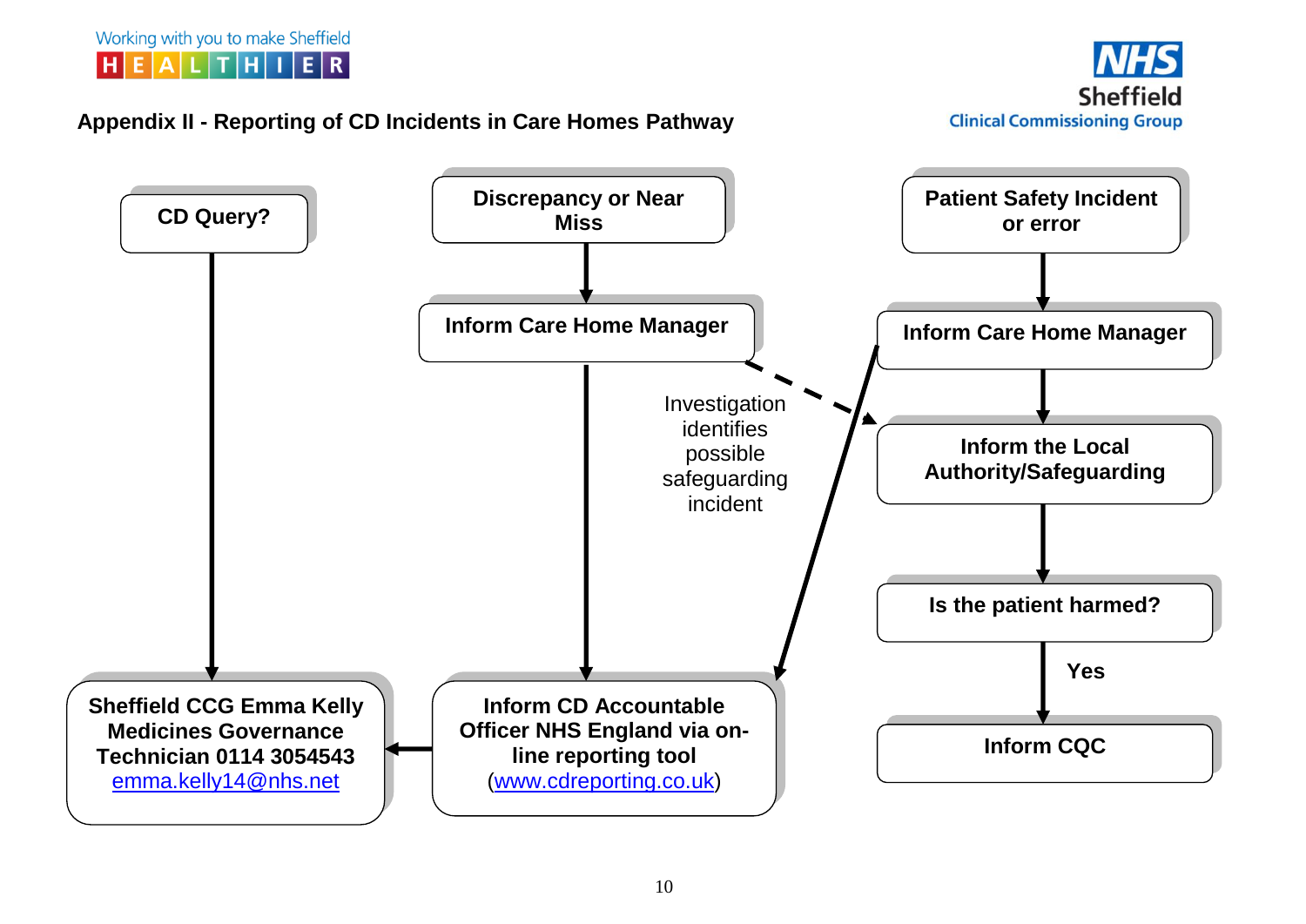Working with you to make Sheffield HEALTHIER

## Appendix II - Reporting of CD Incidents in Care Homes Pathway

**CD Query?**

→ **Sheffield CCG Emma Kelly Medicines Governance Technician 0114 3054543** [emma.kelly14@nhs.net](mailto:emma.kelly14@nhs.net)

**Discrepancy or Near Miss**

→ **Inform Care Home Manager**

→ **Inform CD Accountable Officer NHS England via on-line reporting tool** ([www.cdreporting.co.uk](http://www.cdreporting.co.uk)) → Sheffield CCG Emma Kelly Medicines Governance Technician

Investigation identifies possible safeguarding incident → Inform the Local Authority/Safeguarding

**Patient Safety Incident or error**

→ **Inform Care Home Manager** (also → Inform CD Accountable Officer NHS England via on-line reporting tool)

→ **Inform the Local Authority/Safeguarding**

→ **Is the patient harmed?**

→ **Yes** → **Inform CQC**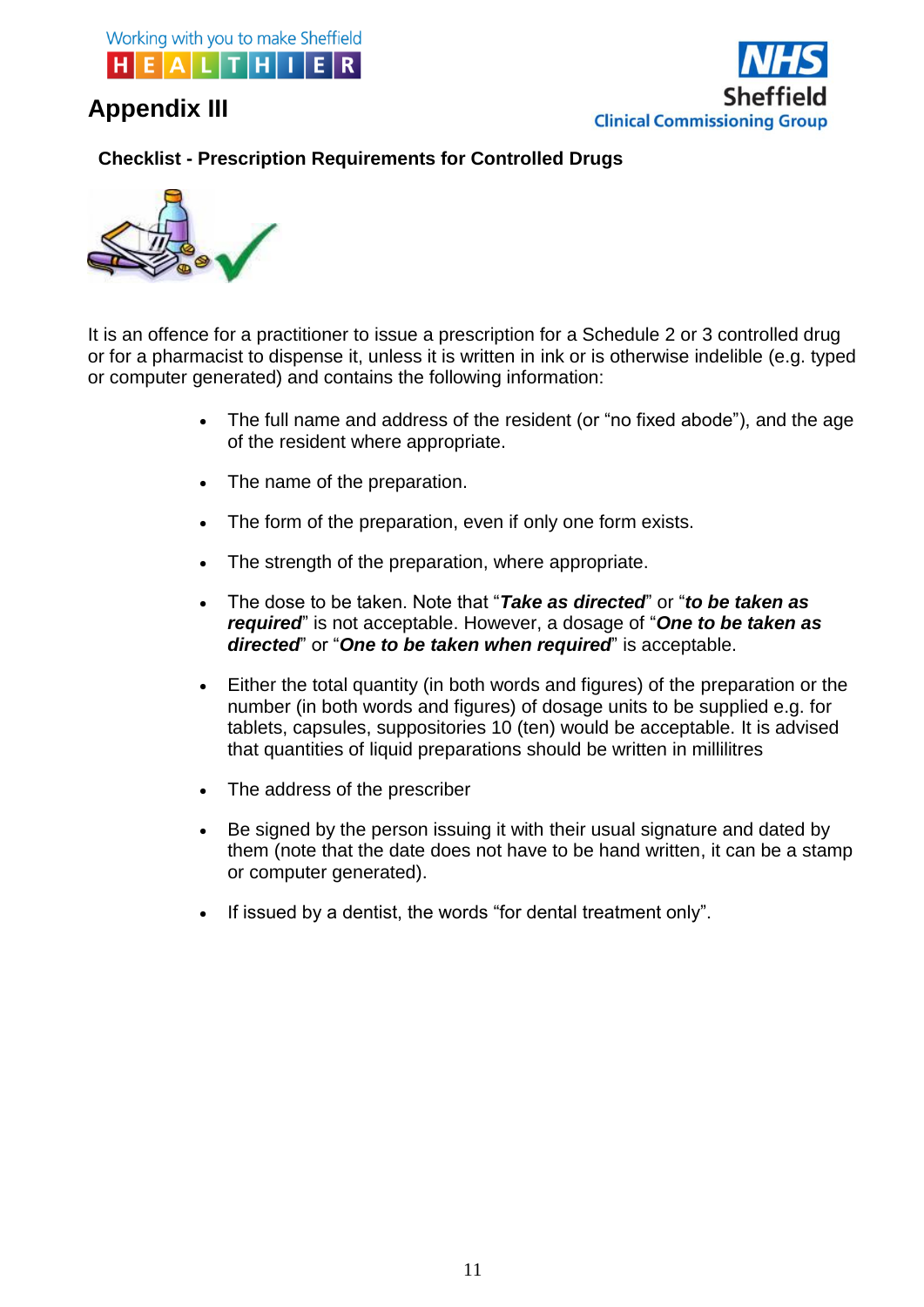# Appendix III

**Checklist - Prescription Requirements for Controlled Drugs**

It is an offence for a practitioner to issue a prescription for a Schedule 2 or 3 controlled drug or for a pharmacist to dispense it, unless it is written in ink or is otherwise indelible (e.g. typed or computer generated) and contains the following information:

- The full name and address of the resident (or "no fixed abode"), and the age of the resident where appropriate.
- The name of the preparation.
- The form of the preparation, even if only one form exists.
- The strength of the preparation, where appropriate.
- The dose to be taken. Note that "***Take as directed***" or "***to be taken as required***" is not acceptable. However, a dosage of "***One to be taken as directed***" or "***One to be taken when required***" is acceptable.
- Either the total quantity (in both words and figures) of the preparation or the number (in both words and figures) of dosage units to be supplied e.g. for tablets, capsules, suppositories 10 (ten) would be acceptable. It is advised that quantities of liquid preparations should be written in millilitres
- The address of the prescriber
- Be signed by the person issuing it with their usual signature and dated by them (note that the date does not have to be hand written, it can be a stamp or computer generated).
- If issued by a dentist, the words "for dental treatment only".